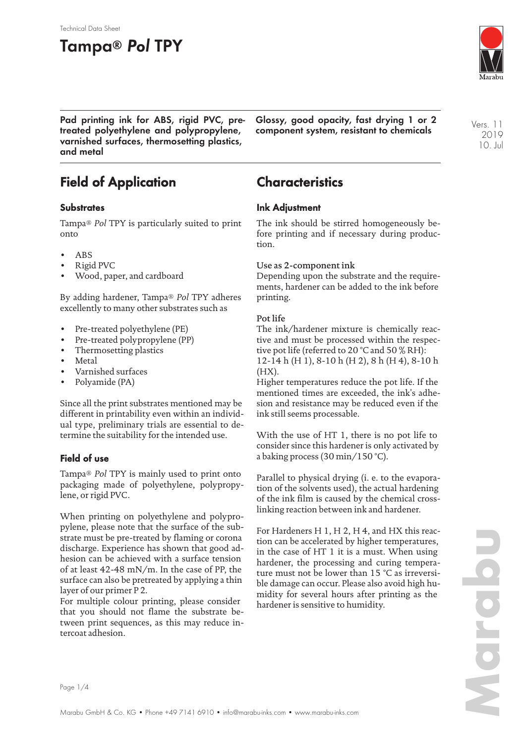Technical Data Sheet

# Tampa® *Pol* TPY

**Pad printing ink for ABS, rigid PVC, pretreated polyethylene and polypropylene, varnished surfaces, thermosetting plastics, and metal**

**Glossy, good opacity, fast drying 1 or 2 component system, resistant to chemicals**

Vers. 11
2019
10. Jul

## Field of Application

### Substrates

Tampa® *Pol* TPY is particularly suited to print onto

- ABS
- Rigid PVC
- Wood, paper, and cardboard

By adding hardener, Tampa® *Pol* TPY adheres excellently to many other substrates such as

- Pre-treated polyethylene (PE)
- Pre-treated polypropylene (PP)
- Thermosetting plastics
- Metal
- Varnished surfaces
- Polyamide (PA)

Since all the print substrates mentioned may be different in printability even within an individual type, preliminary trials are essential to determine the suitability for the intended use.

### Field of use

Tampa® *Pol* TPY is mainly used to print onto packaging made of polyethylene, polypropylene, or rigid PVC.

When printing on polyethylene and polypropylene, please note that the surface of the substrate must be pre-treated by flaming or corona discharge. Experience has shown that good adhesion can be achieved with a surface tension of at least 42-48 mN/m. In the case of PP, the surface can also be pretreated by applying a thin layer of our primer P 2.
For multiple colour printing, please consider that you should not flame the substrate between print sequences, as this may reduce intercoat adhesion.

## Characteristics

### Ink Adjustment

The ink should be stirred homogeneously before printing and if necessary during production.

Use as 2-component ink
Depending upon the substrate and the requirements, hardener can be added to the ink before printing.

Pot life
The ink/hardener mixture is chemically reactive and must be processed within the respective pot life (referred to 20 °C and 50 % RH):
12-14 h (H 1), 8-10 h (H 2), 8 h (H 4), 8-10 h (HX).
Higher temperatures reduce the pot life. If the mentioned times are exceeded, the ink's adhesion and resistance may be reduced even if the ink still seems processable.

With the use of HT 1, there is no pot life to consider since this hardener is only activated by a baking process (30 min/150 °C).

Parallel to physical drying (i. e. to the evaporation of the solvents used), the actual hardening of the ink film is caused by the chemical crosslinking reaction between ink and hardener.

For Hardeners H 1, H 2, H 4, and HX this reaction can be accelerated by higher temperatures, in the case of HT 1 it is a must. When using hardener, the processing and curing temperature must not be lower than 15 °C as irreversible damage can occur. Please also avoid high humidity for several hours after printing as the hardener is sensitive to humidity.

Marabu GmbH & Co. KG • Phone +49 7141 6910 • info@marabu-inks.com • www.marabu-inks.com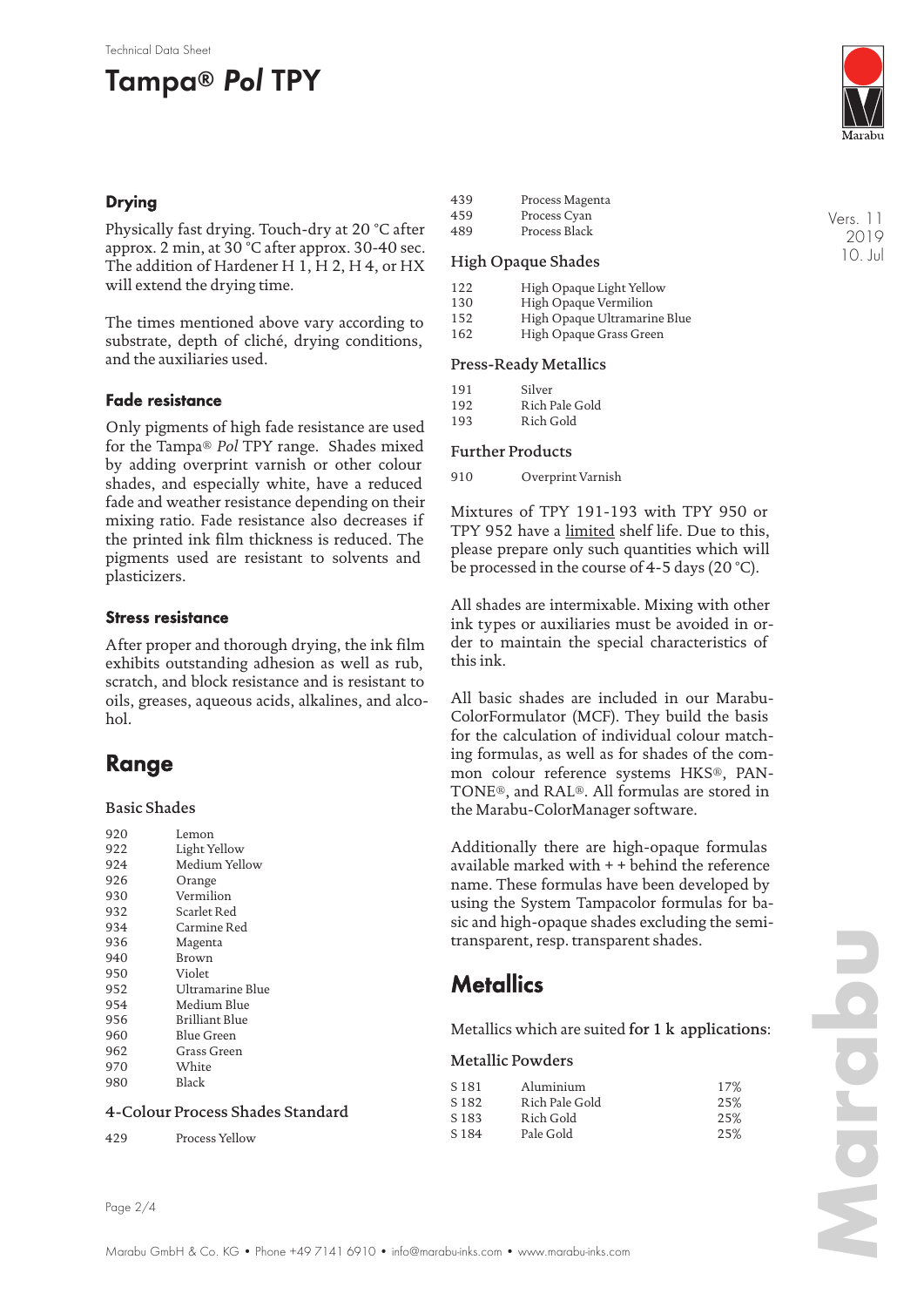## Drying

Physically fast drying. Touch-dry at 20 °C after approx. 2 min, at 30 °C after approx. 30-40 sec. The addition of Hardener H 1, H 2, H 4, or HX will extend the drying time.

The times mentioned above vary according to substrate, depth of cliché, drying conditions, and the auxiliaries used.

## Fade resistance

Only pigments of high fade resistance are used for the Tampa® *Pol* TPY range. Shades mixed by adding overprint varnish or other colour shades, and especially white, have a reduced fade and weather resistance depending on their mixing ratio. Fade resistance also decreases if the printed ink film thickness is reduced. The pigments used are resistant to solvents and plasticizers.

## Stress resistance

After proper and thorough drying, the ink film exhibits outstanding adhesion as well as rub, scratch, and block resistance and is resistant to oils, greases, aqueous acids, alkalines, and alcohol.

# Range

### Basic Shades

| | |
|---|---|
| 920 | Lemon |
| 922 | Light Yellow |
| 924 | Medium Yellow |
| 926 | Orange |
| 930 | Vermilion |
| 932 | Scarlet Red |
| 934 | Carmine Red |
| 936 | Magenta |
| 940 | Brown |
| 950 | Violet |
| 952 | Ultramarine Blue |
| 954 | Medium Blue |
| 956 | Brilliant Blue |
| 960 | Blue Green |
| 962 | Grass Green |
| 970 | White |
| 980 | Black |

### 4-Colour Process Shades Standard

| | |
|---|---|
| 429 | Process Yellow |
| 439 | Process Magenta |
| 459 | Process Cyan |
| 489 | Process Black |

### High Opaque Shades

| | |
|---|---|
| 122 | High Opaque Light Yellow |
| 130 | High Opaque Vermilion |
| 152 | High Opaque Ultramarine Blue |
| 162 | High Opaque Grass Green |

### Press-Ready Metallics

| | |
|---|---|
| 191 | Silver |
| 192 | Rich Pale Gold |
| 193 | Rich Gold |

### Further Products

| | |
|---|---|
| 910 | Overprint Varnish |

Mixtures of TPY 191-193 with TPY 950 or TPY 952 have a limited shelf life. Due to this, please prepare only such quantities which will be processed in the course of 4-5 days (20 °C).

All shades are intermixable. Mixing with other ink types or auxiliaries must be avoided in order to maintain the special characteristics of this ink.

All basic shades are included in our Marabu-ColorFormulator (MCF). They build the basis for the calculation of individual colour matching formulas, as well as for shades of the common colour reference systems HKS®, PANTONE®, and RAL®. All formulas are stored in the Marabu-ColorManager software.

Additionally there are high-opaque formulas available marked with + + behind the reference name. These formulas have been developed by using the System Tampacolor formulas for basic and high-opaque shades excluding the semi-transparent, resp. transparent shades.

# Metallics

Metallics which are suited **for 1 k applications**:

### Metallic Powders

| | | |
|---|---|---|
| S 181 | Aluminium | 17% |
| S 182 | Rich Pale Gold | 25% |
| S 183 | Rich Gold | 25% |
| S 184 | Pale Gold | 25% |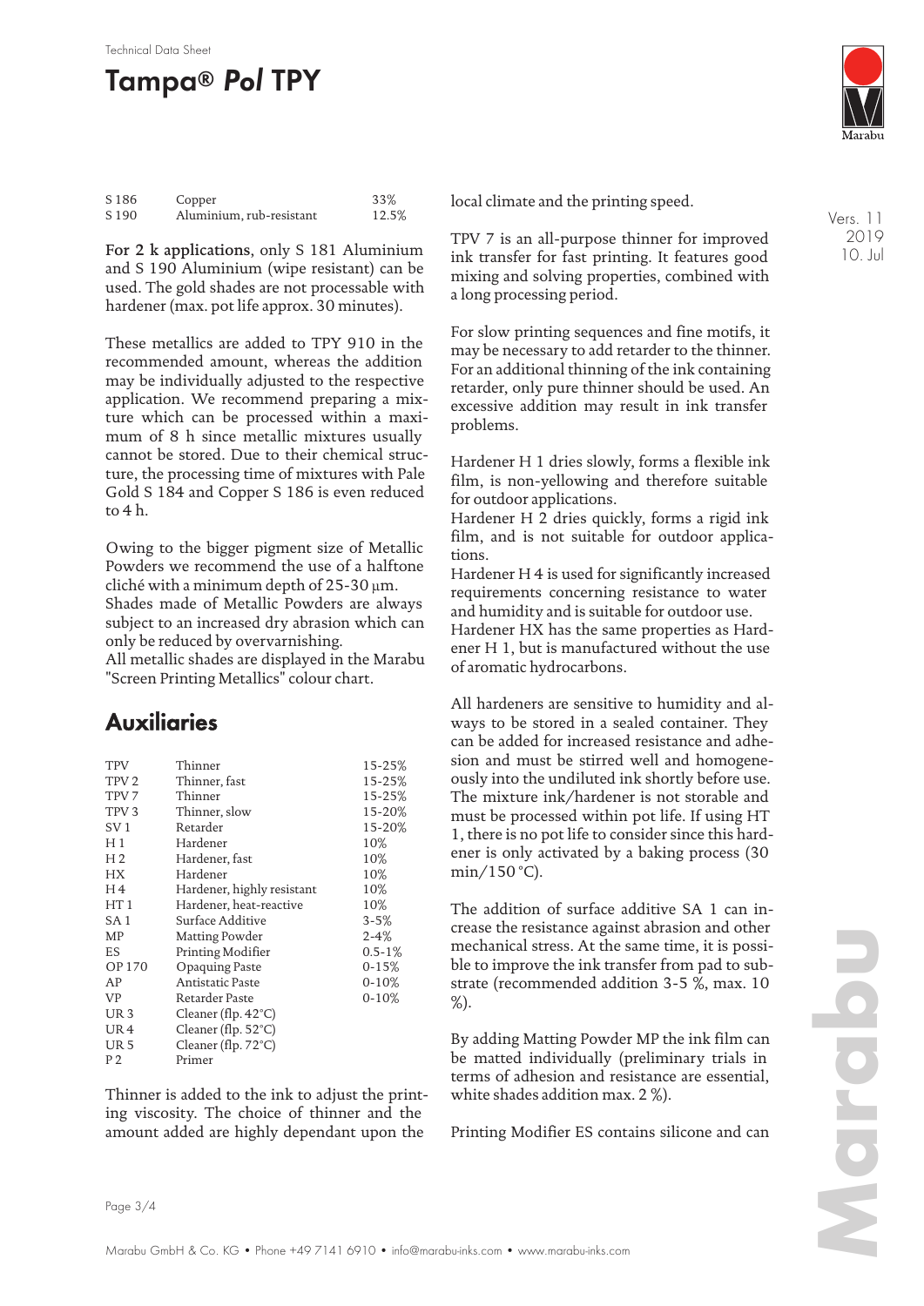| | | |
|---|---|---|
| S 186 | Copper | 33% |
| S 190 | Aluminium, rub-resistant | 12.5% |

**For 2 k applications**, only S 181 Aluminium and S 190 Aluminium (wipe resistant) can be used. The gold shades are not processable with hardener (max. pot life approx. 30 minutes).

These metallics are added to TPY 910 in the recommended amount, whereas the addition may be individually adjusted to the respective application. We recommend preparing a mixture which can be processed within a maximum of 8 h since metallic mixtures usually cannot be stored. Due to their chemical structure, the processing time of mixtures with Pale Gold S 184 and Copper S 186 is even reduced to 4 h.

Owing to the bigger pigment size of Metallic Powders we recommend the use of a halftone cliché with a minimum depth of 25-30 μm.
Shades made of Metallic Powders are always subject to an increased dry abrasion which can only be reduced by overvarnishing.
All metallic shades are displayed in the Marabu "Screen Printing Metallics" colour chart.

## Auxiliaries

| | | |
|---|---|---|
| TPV | Thinner | 15-25% |
| TPV 2 | Thinner, fast | 15-25% |
| TPV 7 | Thinner | 15-25% |
| TPV 3 | Thinner, slow | 15-20% |
| SV 1 | Retarder | 15-20% |
| H 1 | Hardener | 10% |
| H 2 | Hardener, fast | 10% |
| HX | Hardener | 10% |
| H 4 | Hardener, highly resistant | 10% |
| HT 1 | Hardener, heat-reactive | 10% |
| SA 1 | Surface Additive | 3-5% |
| MP | Matting Powder | 2-4% |
| ES | Printing Modifier | 0.5-1% |
| OP 170 | Opaquing Paste | 0-15% |
| AP | Antistatic Paste | 0-10% |
| VP | Retarder Paste | 0-10% |
| UR 3 | Cleaner (flp. 42°C) | |
| UR 4 | Cleaner (flp. 52°C) | |
| UR 5 | Cleaner (flp. 72°C) | |
| P 2 | Primer | |

Thinner is added to the ink to adjust the printing viscosity. The choice of thinner and the amount added are highly dependant upon the local climate and the printing speed.

TPV 7 is an all-purpose thinner for improved ink transfer for fast printing. It features good mixing and solving properties, combined with a long processing period.

For slow printing sequences and fine motifs, it may be necessary to add retarder to the thinner. For an additional thinning of the ink containing retarder, only pure thinner should be used. An excessive addition may result in ink transfer problems.

Hardener H 1 dries slowly, forms a flexible ink film, is non-yellowing and therefore suitable for outdoor applications.
Hardener H 2 dries quickly, forms a rigid ink film, and is not suitable for outdoor applications.
Hardener H 4 is used for significantly increased requirements concerning resistance to water and humidity and is suitable for outdoor use.
Hardener HX has the same properties as Hardener H 1, but is manufactured without the use of aromatic hydrocarbons.

All hardeners are sensitive to humidity and always to be stored in a sealed container. They can be added for increased resistance and adhesion and must be stirred well and homogeneously into the undiluted ink shortly before use. The mixture ink/hardener is not storable and must be processed within pot life. If using HT 1, there is no pot life to consider since this hardener is only activated by a baking process (30 min/150 °C).

The addition of surface additive SA 1 can increase the resistance against abrasion and other mechanical stress. At the same time, it is possible to improve the ink transfer from pad to substrate (recommended addition 3-5 %, max. 10 %).

By adding Matting Powder MP the ink film can be matted individually (preliminary trials in terms of adhesion and resistance are essential, white shades addition max. 2 %).

Printing Modifier ES contains silicone and can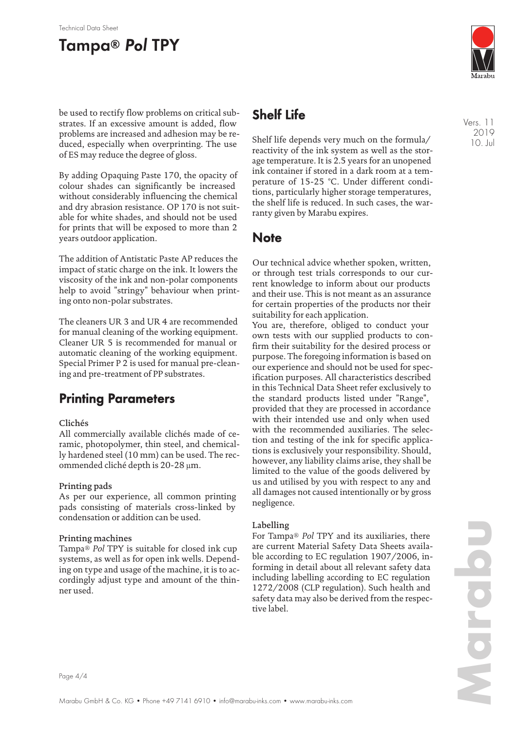be used to rectify flow problems on critical substrates. If an excessive amount is added, flow problems are increased and adhesion may be reduced, especially when overprinting. The use of ES may reduce the degree of gloss.

By adding Opaquing Paste 170, the opacity of colour shades can significantly be increased without considerably influencing the chemical and dry abrasion resistance. OP 170 is not suitable for white shades, and should not be used for prints that will be exposed to more than 2 years outdoor application.

The addition of Antistatic Paste AP reduces the impact of static charge on the ink. It lowers the viscosity of the ink and non-polar components help to avoid "stringy" behaviour when printing onto non-polar substrates.

The cleaners UR 3 and UR 4 are recommended for manual cleaning of the working equipment. Cleaner UR 5 is recommended for manual or automatic cleaning of the working equipment. Special Primer P 2 is used for manual pre-cleaning and pre-treatment of PP substrates.

## Printing Parameters

### Clichés

All commercially available clichés made of ceramic, photopolymer, thin steel, and chemically hardened steel (10 mm) can be used. The recommended cliché depth is 20-28 µm.

### Printing pads

As per our experience, all common printing pads consisting of materials cross-linked by condensation or addition can be used.

### Printing machines

Tampa® *Pol* TPY is suitable for closed ink cup systems, as well as for open ink wells. Depending on type and usage of the machine, it is to accordingly adjust type and amount of the thinner used.

## Shelf Life

Shelf life depends very much on the formula/reactivity of the ink system as well as the storage temperature. It is 2.5 years for an unopened ink container if stored in a dark room at a temperature of 15-25 °C. Under different conditions, particularly higher storage temperatures, the shelf life is reduced. In such cases, the warranty given by Marabu expires.

## Note

Our technical advice whether spoken, written, or through test trials corresponds to our current knowledge to inform about our products and their use. This is not meant as an assurance for certain properties of the products nor their suitability for each application.
You are, therefore, obliged to conduct your own tests with our supplied products to confirm their suitability for the desired process or purpose. The foregoing information is based on our experience and should not be used for specification purposes. All characteristics described in this Technical Data Sheet refer exclusively to the standard products listed under "Range", provided that they are processed in accordance with their intended use and only when used with the recommended auxiliaries. The selection and testing of the ink for specific applications is exclusively your responsibility. Should, however, any liability claims arise, they shall be limited to the value of the goods delivered by us and utilised by you with respect to any and all damages not caused intentionally or by gross negligence.

### Labelling

For Tampa® *Pol* TPY and its auxiliaries, there are current Material Safety Data Sheets available according to EC regulation 1907/2006, informing in detail about all relevant safety data including labelling according to EC regulation 1272/2008 (CLP regulation). Such health and safety data may also be derived from the respective label.